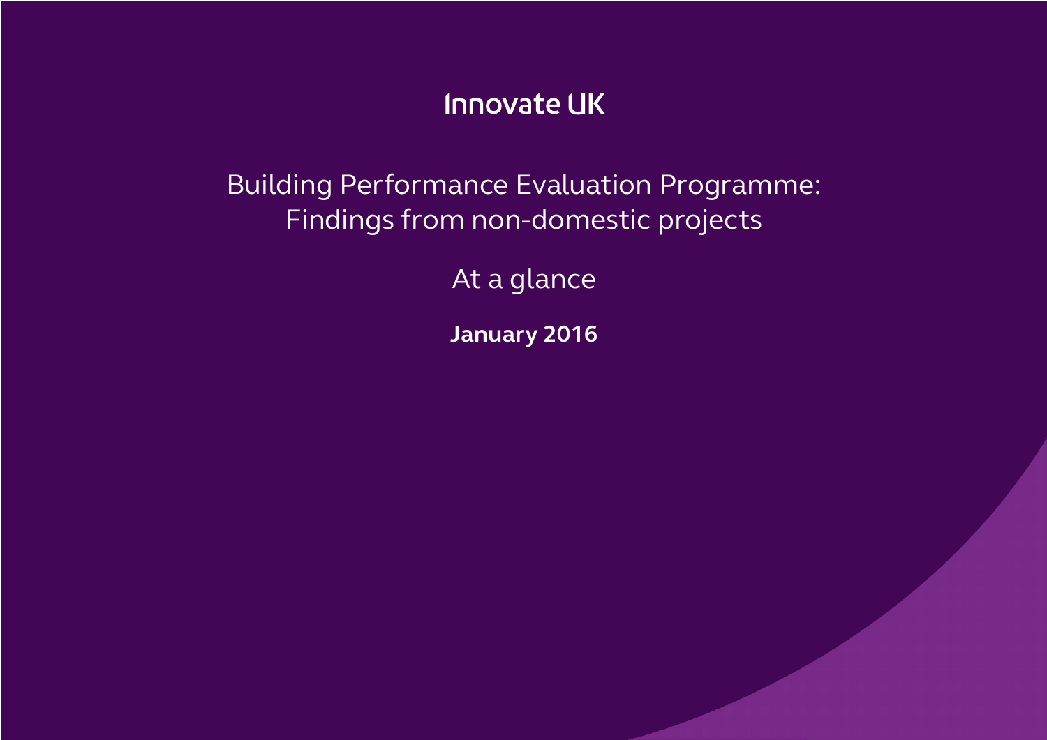Innovate UK

# Building Performance Evaluation Programme: Findings from non-domestic projects

## At a glance

**January 2016**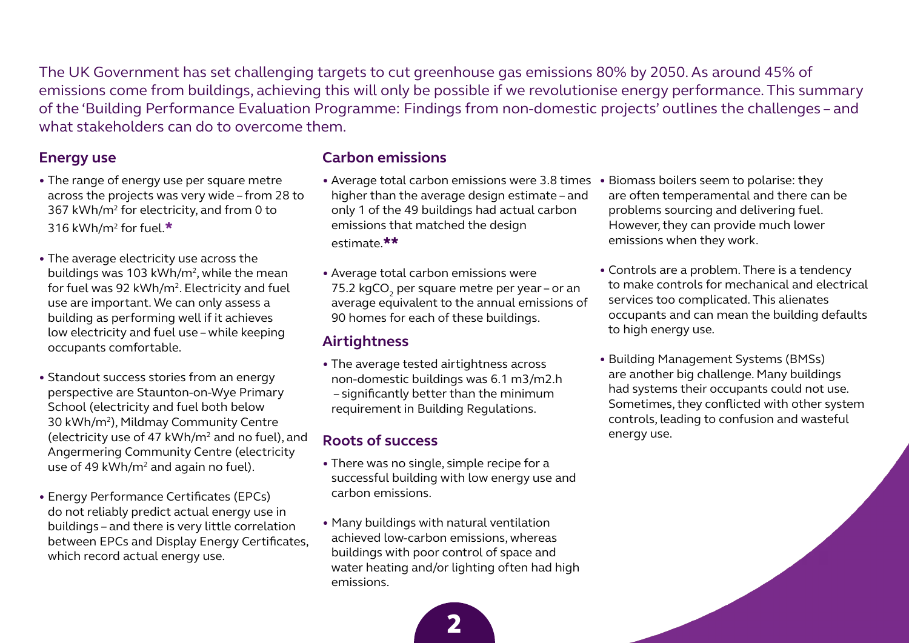The UK Government has set challenging targets to cut greenhouse gas emissions 80% by 2050. As around 45% of emissions come from buildings, achieving this will only be possible if we revolutionise energy performance. This summary of the 'Building Performance Evaluation Programme: Findings from non-domestic projects' outlines the challenges – and what stakeholders can do to overcome them.

## Energy use

- The range of energy use per square metre across the projects was very wide – from 28 to 367 kWh/m$^2$ for electricity, and from 0 to 316 kWh/m$^2$ for fuel.*
- The average electricity use across the buildings was 103 kWh/m$^2$, while the mean for fuel was 92 kWh/m$^2$. Electricity and fuel use are important. We can only assess a building as performing well if it achieves low electricity and fuel use – while keeping occupants comfortable.
- Standout success stories from an energy perspective are Staunton-on-Wye Primary School (electricity and fuel both below 30 kWh/m$^2$), Mildmay Community Centre (electricity use of 47 kWh/m$^2$ and no fuel), and Angermering Community Centre (electricity use of 49 kWh/m$^2$ and again no fuel).
- Energy Performance Certificates (EPCs) do not reliably predict actual energy use in buildings – and there is very little correlation between EPCs and Display Energy Certificates, which record actual energy use.

## Carbon emissions

- Average total carbon emissions were 3.8 times higher than the average design estimate – and only 1 of the 49 buildings had actual carbon emissions that matched the design estimate.**
- Average total carbon emissions were 75.2 kg$CO_2$ per square metre per year – or an average equivalent to the annual emissions of 90 homes for each of these buildings.

## Airtightness

- The average tested airtightness across non-domestic buildings was 6.1 m3/m2.h – significantly better than the minimum requirement in Building Regulations.

## Roots of success

- There was no single, simple recipe for a successful building with low energy use and carbon emissions.
- Many buildings with natural ventilation achieved low-carbon emissions, whereas buildings with poor control of space and water heating and/or lighting often had high emissions.
- Biomass boilers seem to polarise: they are often temperamental and there can be problems sourcing and delivering fuel. However, they can provide much lower emissions when they work.
- Controls are a problem. There is a tendency to make controls for mechanical and electrical services too complicated. This alienates occupants and can mean the building defaults to high energy use.
- Building Management Systems (BMSs) are another big challenge. Many buildings had systems their occupants could not use. Sometimes, they conflicted with other system controls, leading to confusion and wasteful energy use.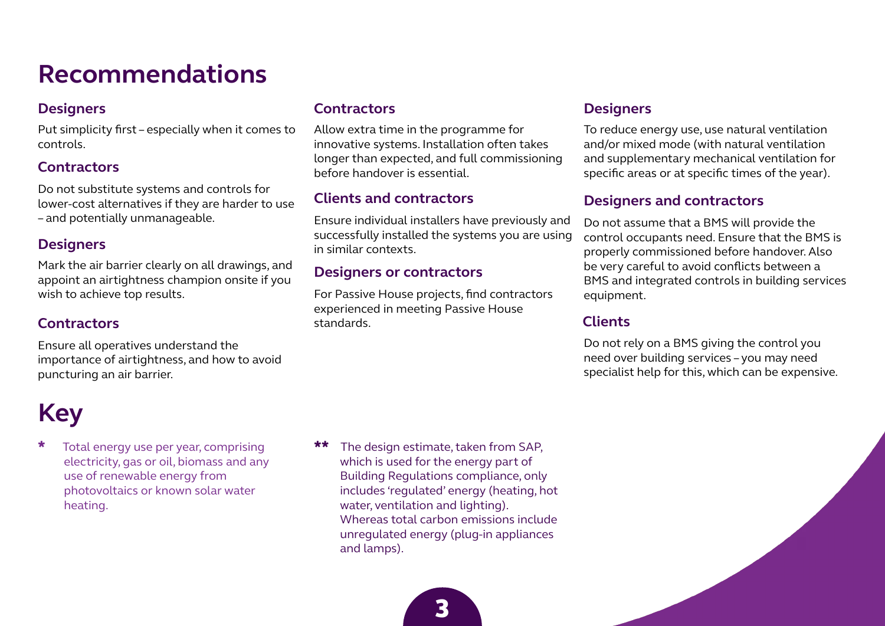# Recommendations

### Designers

Put simplicity first – especially when it comes to controls.

### Contractors

Do not substitute systems and controls for lower-cost alternatives if they are harder to use – and potentially unmanageable.

### Designers

Mark the air barrier clearly on all drawings, and appoint an airtightness champion onsite if you wish to achieve top results.

### Contractors

Ensure all operatives understand the importance of airtightness, and how to avoid puncturing an air barrier.

### Contractors

Allow extra time in the programme for innovative systems. Installation often takes longer than expected, and full commissioning before handover is essential.

### Clients and contractors

Ensure individual installers have previously and successfully installed the systems you are using in similar contexts.

### Designers or contractors

For Passive House projects, find contractors experienced in meeting Passive House standards.

### Designers

To reduce energy use, use natural ventilation and/or mixed mode (with natural ventilation and supplementary mechanical ventilation for specific areas or at specific times of the year).

### Designers and contractors

Do not assume that a BMS will provide the control occupants need. Ensure that the BMS is properly commissioned before handover. Also be very careful to avoid conflicts between a BMS and integrated controls in building services equipment.

### Clients

Do not rely on a BMS giving the control you need over building services – you may need specialist help for this, which can be expensive.

# Key

\* Total energy use per year, comprising electricity, gas or oil, biomass and any use of renewable energy from photovoltaics or known solar water heating.

\*\* The design estimate, taken from SAP, which is used for the energy part of Building Regulations compliance, only includes 'regulated' energy (heating, hot water, ventilation and lighting). Whereas total carbon emissions include unregulated energy (plug-in appliances and lamps).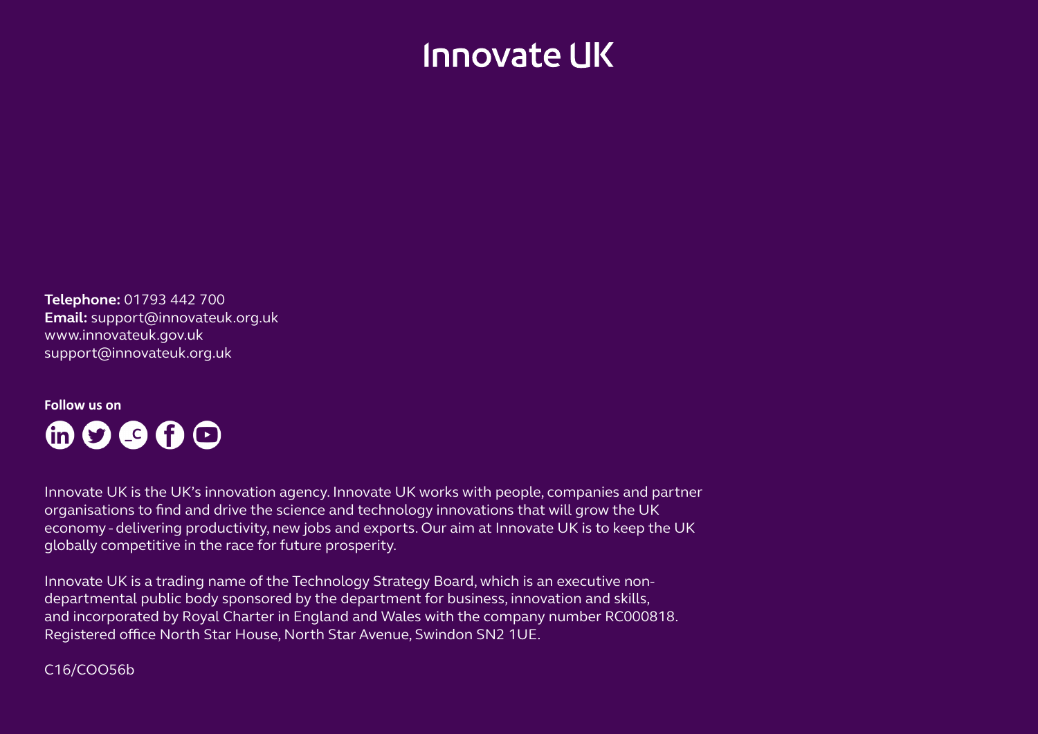# Innovate UK

**Telephone:** 01793 442 700
**Email:** support@innovateuk.org.uk
www.innovateuk.gov.uk
support@innovateuk.org.uk

**Follow us on**

Innovate UK is the UK's innovation agency. Innovate UK works with people, companies and partner organisations to find and drive the science and technology innovations that will grow the UK economy - delivering productivity, new jobs and exports. Our aim at Innovate UK is to keep the UK globally competitive in the race for future prosperity.

Innovate UK is a trading name of the Technology Strategy Board, which is an executive non-departmental public body sponsored by the department for business, innovation and skills, and incorporated by Royal Charter in England and Wales with the company number RC000818. Registered office North Star House, North Star Avenue, Swindon SN2 1UE.

C16/COO56b